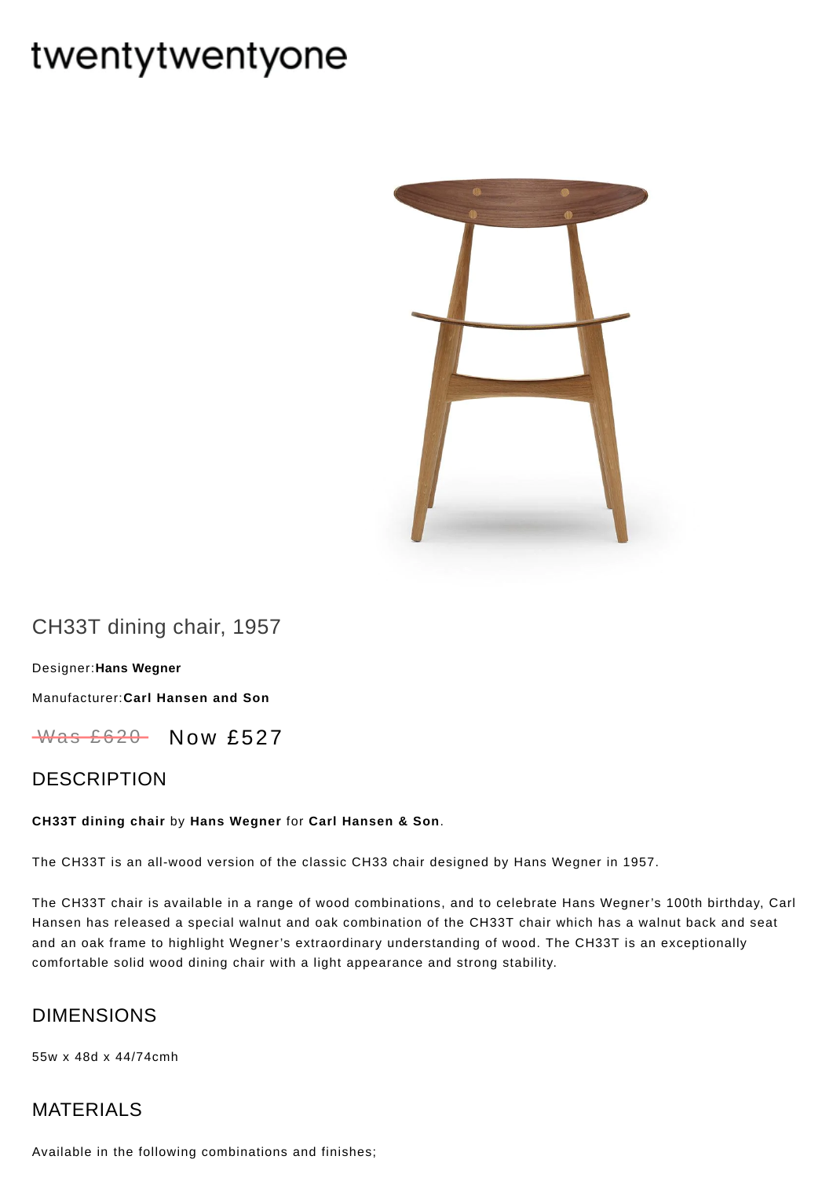# twentytwentyone

## CH33T dining chair, 1957

Designer:**Hans Wegner**

Manufacturer:**Carl Hansen and Son**

~~Was £620~~ Now £527

## DESCRIPTION

**CH33T dining chair** by **Hans Wegner** for **Carl Hansen & Son**.

The CH33T is an all-wood version of the classic CH33 chair designed by Hans Wegner in 1957.

The CH33T chair is available in a range of wood combinations, and to celebrate Hans Wegner's 100th birthday, Carl Hansen has released a special walnut and oak combination of the CH33T chair which has a walnut back and seat and an oak frame to highlight Wegner's extraordinary understanding of wood. The CH33T is an exceptionally comfortable solid wood dining chair with a light appearance and strong stability.

## DIMENSIONS

55w x 48d x 44/74cmh

## MATERIALS

Available in the following combinations and finishes;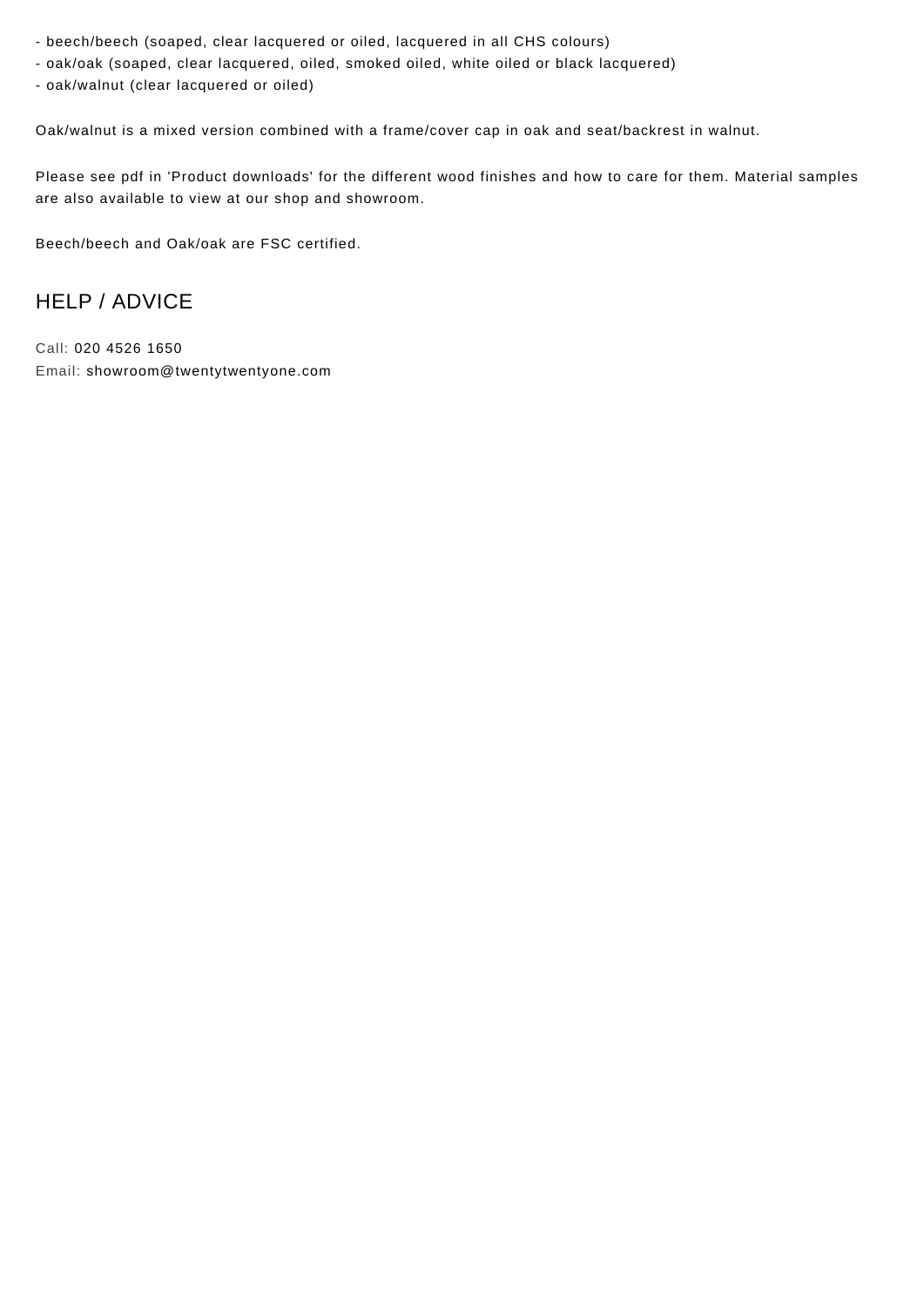- beech/beech (soaped, clear lacquered or oiled, lacquered in all CHS colours)
- oak/oak (soaped, clear lacquered, oiled, smoked oiled, white oiled or black lacquered)
- oak/walnut (clear lacquered or oiled)

Oak/walnut is a mixed version combined with a frame/cover cap in oak and seat/backrest in walnut.

Please see pdf in 'Product downloads' for the different wood finishes and how to care for them. Material samples are also available to view at our shop and showroom.

Beech/beech and Oak/oak are FSC certified.

## HELP / ADVICE

Call: 020 4526 1650
Email: showroom@twentytwentyone.com